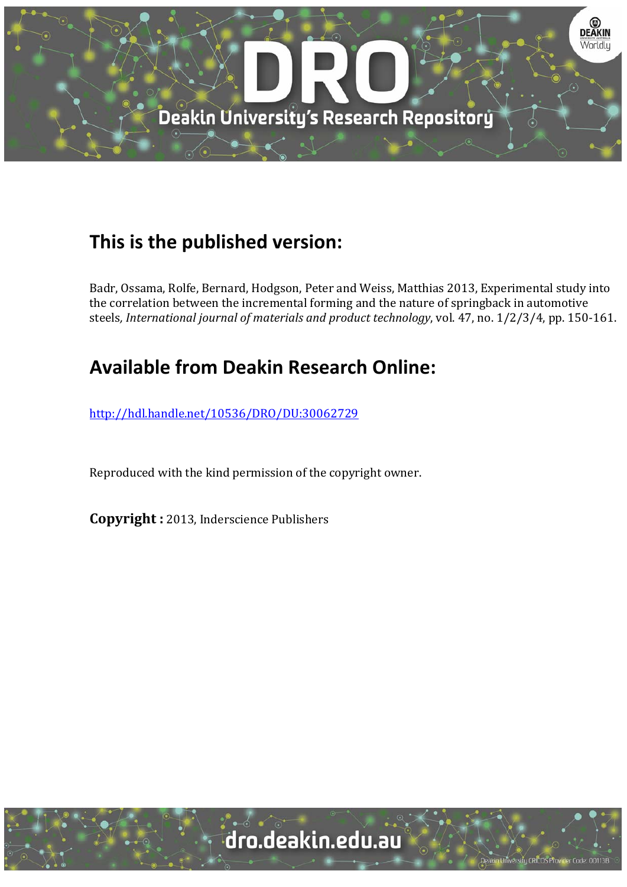## This is the published version:

Badr, Ossama, Rolfe, Bernard, Hodgson, Peter and Weiss, Matthias 2013, Experimental study into the correlation between the incremental forming and the nature of springback in automotive steels, *International journal of materials and product technology*, vol. 47, no. 1/2/3/4, pp. 150-161.

## Available from Deakin Research Online:

http://hdl.handle.net/10536/DRO/DU:30062729

Reproduced with the kind permission of the copyright owner.

**Copyright :** 2013, Inderscience Publishers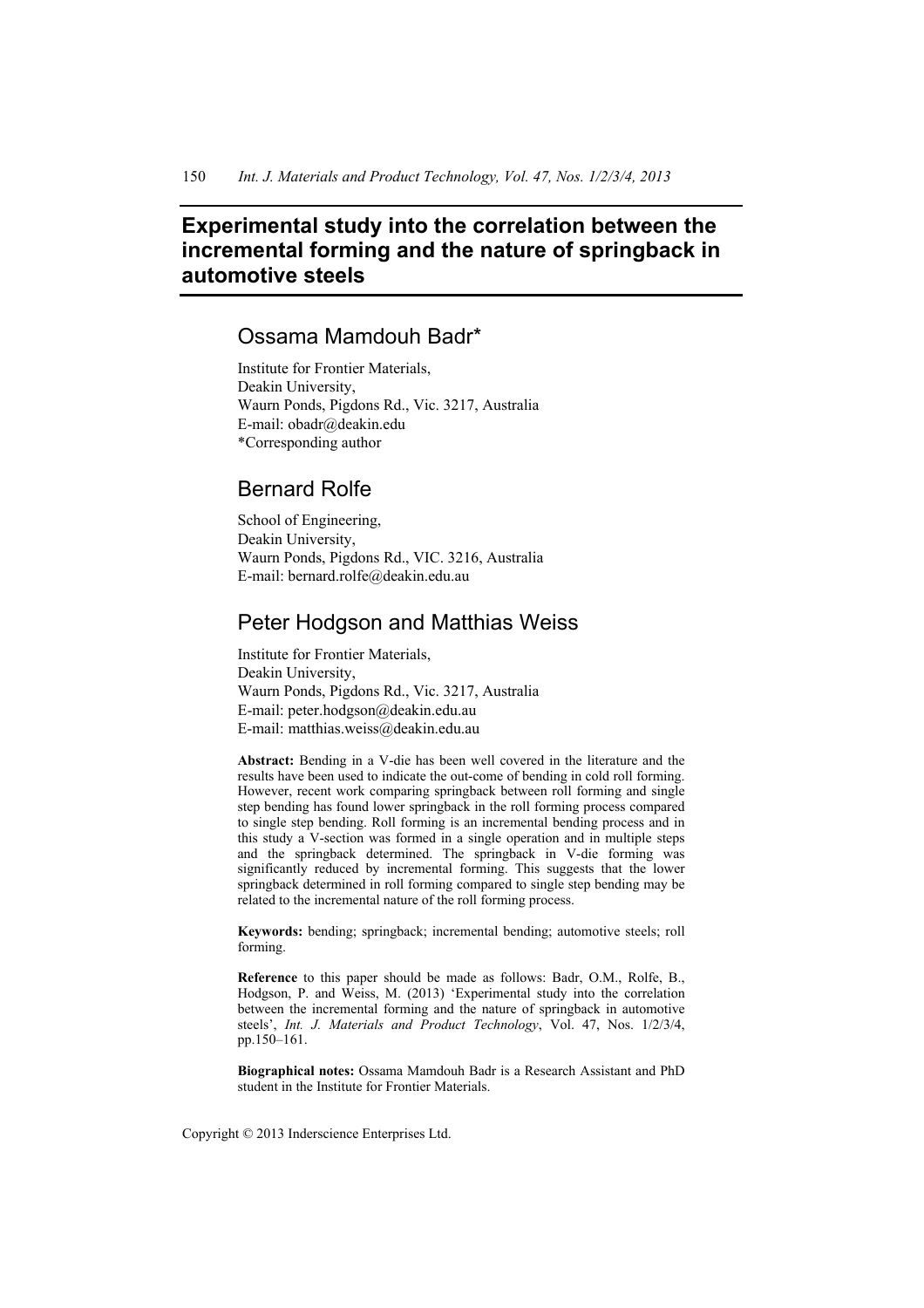# Experimental study into the correlation between the incremental forming and the nature of springback in automotive steels

## Ossama Mamdouh Badr*

Institute for Frontier Materials,
Deakin University,
Waurn Ponds, Pigdons Rd., Vic. 3217, Australia
E-mail: obadr@deakin.edu
*Corresponding author

## Bernard Rolfe

School of Engineering,
Deakin University,
Waurn Ponds, Pigdons Rd., VIC. 3216, Australia
E-mail: bernard.rolfe@deakin.edu.au

## Peter Hodgson and Matthias Weiss

Institute for Frontier Materials,
Deakin University,
Waurn Ponds, Pigdons Rd., Vic. 3217, Australia
E-mail: peter.hodgson@deakin.edu.au
E-mail: matthias.weiss@deakin.edu.au

**Abstract:** Bending in a V-die has been well covered in the literature and the results have been used to indicate the out-come of bending in cold roll forming. However, recent work comparing springback between roll forming and single step bending has found lower springback in the roll forming process compared to single step bending. Roll forming is an incremental bending process and in this study a V-section was formed in a single operation and in multiple steps and the springback determined. The springback in V-die forming was significantly reduced by incremental forming. This suggests that the lower springback determined in roll forming compared to single step bending may be related to the incremental nature of the roll forming process.

**Keywords:** bending; springback; incremental bending; automotive steels; roll forming.

**Reference** to this paper should be made as follows: Badr, O.M., Rolfe, B., Hodgson, P. and Weiss, M. (2013) 'Experimental study into the correlation between the incremental forming and the nature of springback in automotive steels', *Int. J. Materials and Product Technology*, Vol. 47, Nos. 1/2/3/4, pp.150–161.

**Biographical notes:** Ossama Mamdouh Badr is a Research Assistant and PhD student in the Institute for Frontier Materials.

Copyright © 2013 Inderscience Enterprises Ltd.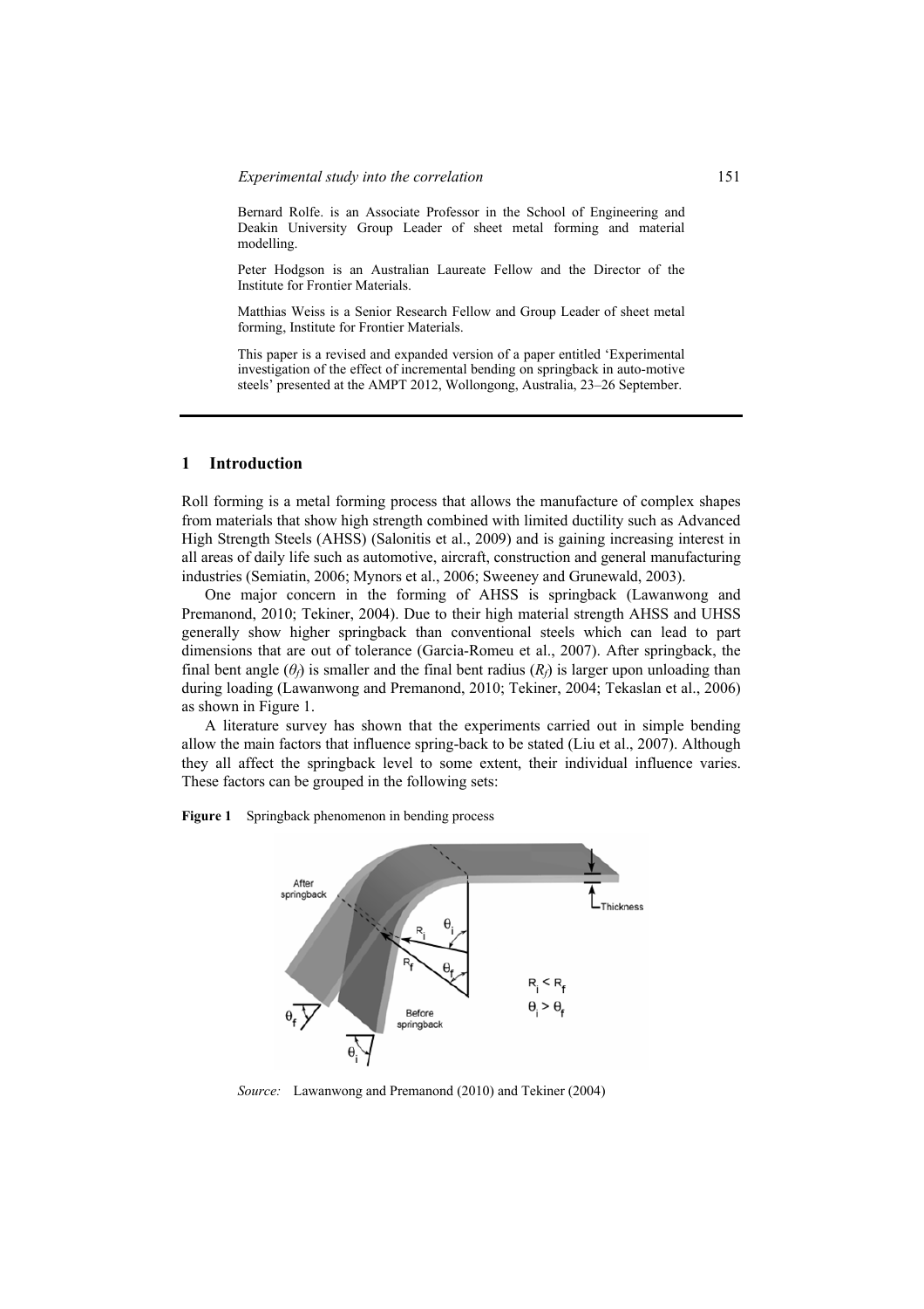Bernard Rolfe. is an Associate Professor in the School of Engineering and Deakin University Group Leader of sheet metal forming and material modelling.

Peter Hodgson is an Australian Laureate Fellow and the Director of the Institute for Frontier Materials.

Matthias Weiss is a Senior Research Fellow and Group Leader of sheet metal forming, Institute for Frontier Materials.

This paper is a revised and expanded version of a paper entitled 'Experimental investigation of the effect of incremental bending on springback in auto-motive steels' presented at the AMPT 2012, Wollongong, Australia, 23–26 September.

## 1 Introduction

Roll forming is a metal forming process that allows the manufacture of complex shapes from materials that show high strength combined with limited ductility such as Advanced High Strength Steels (AHSS) (Salonitis et al., 2009) and is gaining increasing interest in all areas of daily life such as automotive, aircraft, construction and general manufacturing industries (Semiatin, 2006; Mynors et al., 2006; Sweeney and Grunewald, 2003).

One major concern in the forming of AHSS is springback (Lawanwong and Premanond, 2010; Tekiner, 2004). Due to their high material strength AHSS and UHSS generally show higher springback than conventional steels which can lead to part dimensions that are out of tolerance (Garcia-Romeu et al., 2007). After springback, the final bent angle ($\theta_f$) is smaller and the final bent radius ($R_f$) is larger upon unloading than during loading (Lawanwong and Premanond, 2010; Tekiner, 2004; Tekaslan et al., 2006) as shown in Figure 1.

A literature survey has shown that the experiments carried out in simple bending allow the main factors that influence spring-back to be stated (Liu et al., 2007). Although they all affect the springback level to some extent, their individual influence varies. These factors can be grouped in the following sets:

**Figure 1** Springback phenomenon in bending process

*Source:* Lawanwong and Premanond (2010) and Tekiner (2004)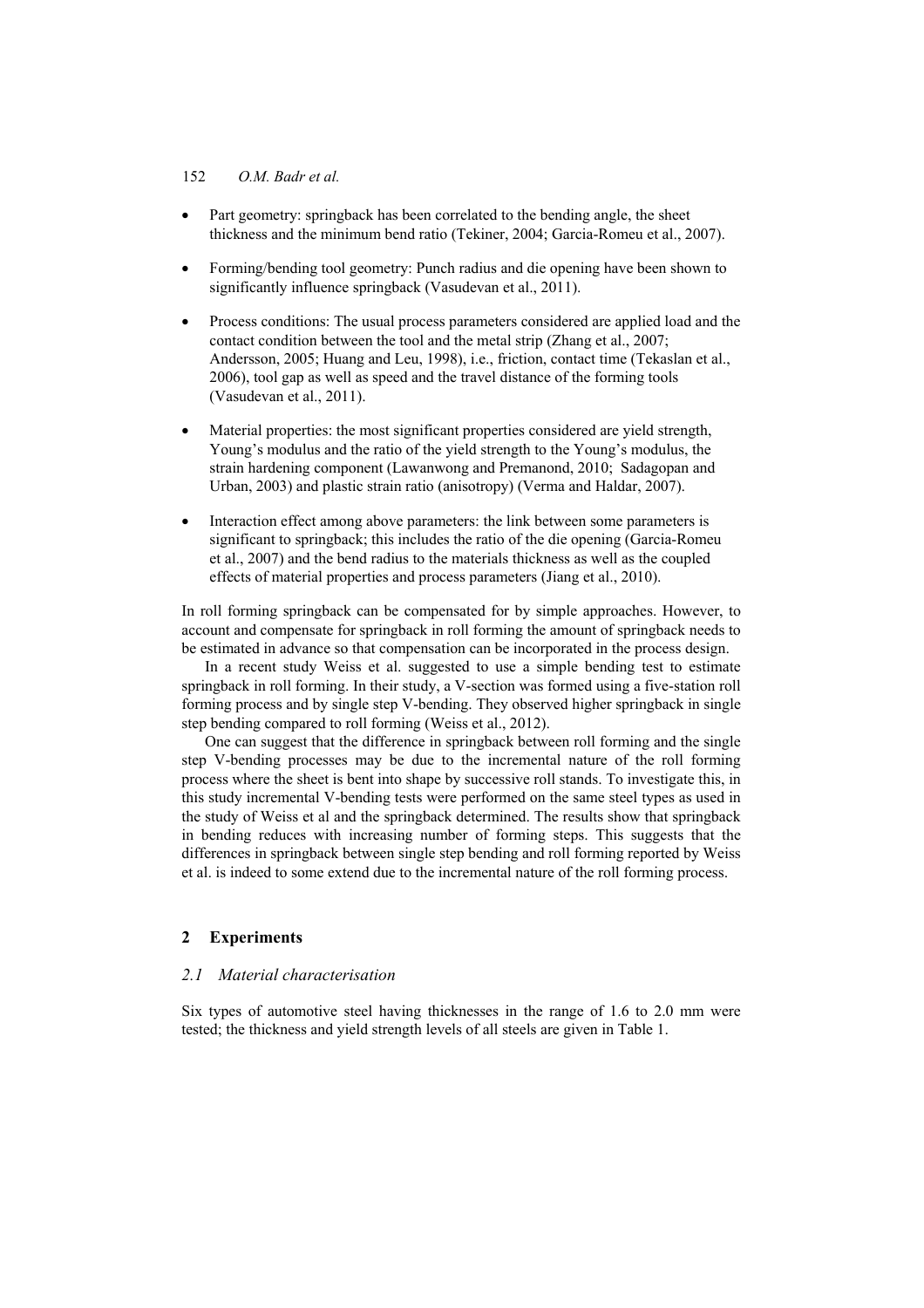- Part geometry: springback has been correlated to the bending angle, the sheet thickness and the minimum bend ratio (Tekiner, 2004; Garcia-Romeu et al., 2007).
- Forming/bending tool geometry: Punch radius and die opening have been shown to significantly influence springback (Vasudevan et al., 2011).
- Process conditions: The usual process parameters considered are applied load and the contact condition between the tool and the metal strip (Zhang et al., 2007; Andersson, 2005; Huang and Leu, 1998), i.e., friction, contact time (Tekaslan et al., 2006), tool gap as well as speed and the travel distance of the forming tools (Vasudevan et al., 2011).
- Material properties: the most significant properties considered are yield strength, Young's modulus and the ratio of the yield strength to the Young's modulus, the strain hardening component (Lawanwong and Premanond, 2010; Sadagopan and Urban, 2003) and plastic strain ratio (anisotropy) (Verma and Haldar, 2007).
- Interaction effect among above parameters: the link between some parameters is significant to springback; this includes the ratio of the die opening (Garcia-Romeu et al., 2007) and the bend radius to the materials thickness as well as the coupled effects of material properties and process parameters (Jiang et al., 2010).

In roll forming springback can be compensated for by simple approaches. However, to account and compensate for springback in roll forming the amount of springback needs to be estimated in advance so that compensation can be incorporated in the process design.

In a recent study Weiss et al. suggested to use a simple bending test to estimate springback in roll forming. In their study, a V-section was formed using a five-station roll forming process and by single step V-bending. They observed higher springback in single step bending compared to roll forming (Weiss et al., 2012).

One can suggest that the difference in springback between roll forming and the single step V-bending processes may be due to the incremental nature of the roll forming process where the sheet is bent into shape by successive roll stands. To investigate this, in this study incremental V-bending tests were performed on the same steel types as used in the study of Weiss et al and the springback determined. The results show that springback in bending reduces with increasing number of forming steps. This suggests that the differences in springback between single step bending and roll forming reported by Weiss et al. is indeed to some extend due to the incremental nature of the roll forming process.

## 2 Experiments

### 2.1 Material characterisation

Six types of automotive steel having thicknesses in the range of 1.6 to 2.0 mm were tested; the thickness and yield strength levels of all steels are given in Table 1.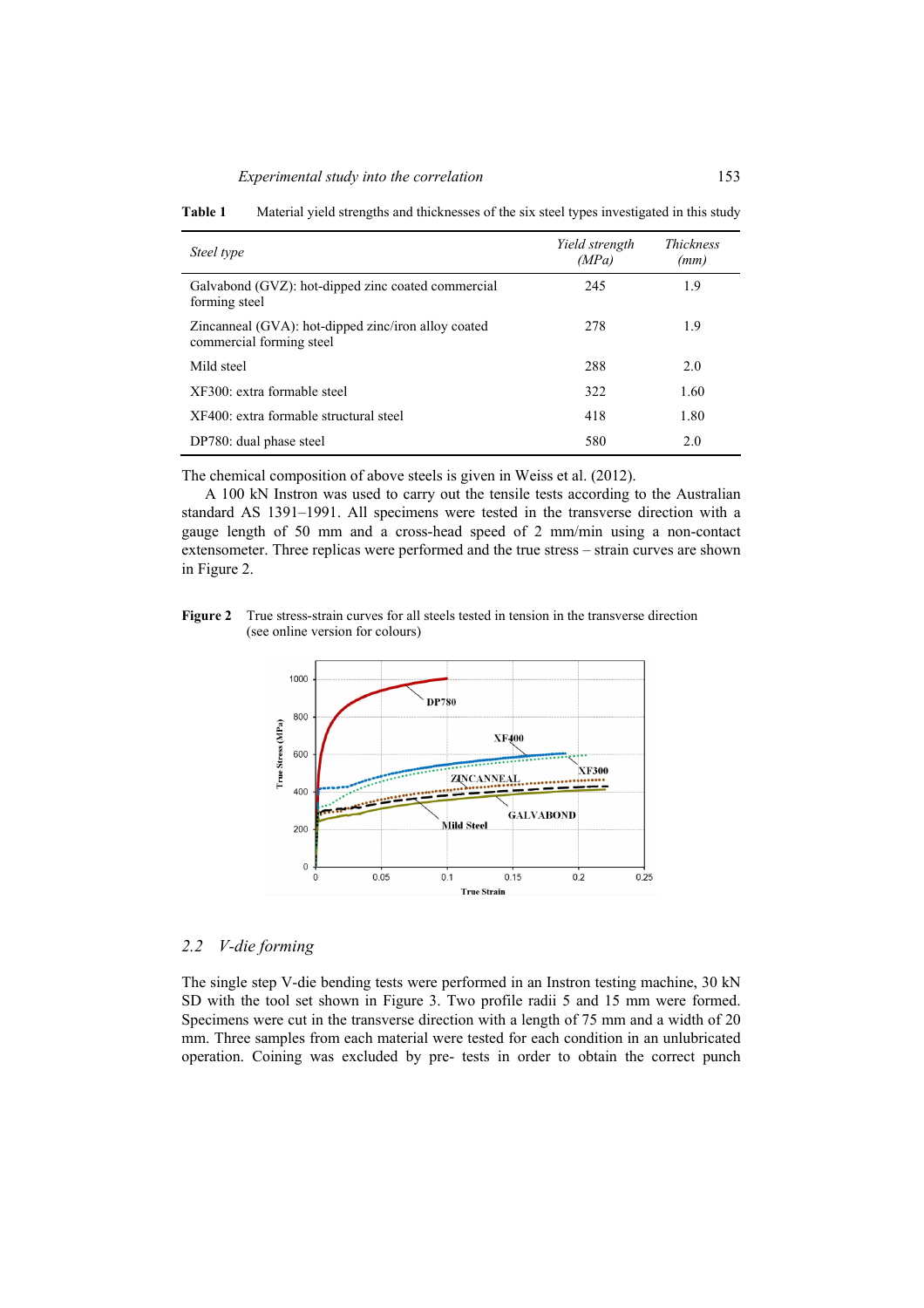**Table 1** Material yield strengths and thicknesses of the six steel types investigated in this study

| *Steel type* | *Yield strength (MPa)* | *Thickness (mm)* |
|---|---|---|
| Galvabond (GVZ): hot-dipped zinc coated commercial forming steel | 245 | 1.9 |
| Zincanneal (GVA): hot-dipped zinc/iron alloy coated commercial forming steel | 278 | 1.9 |
| Mild steel | 288 | 2.0 |
| XF300: extra formable steel | 322 | 1.60 |
| XF400: extra formable structural steel | 418 | 1.80 |
| DP780: dual phase steel | 580 | 2.0 |

The chemical composition of above steels is given in Weiss et al. (2012).

A 100 kN Instron was used to carry out the tensile tests according to the Australian standard AS 1391–1991. All specimens were tested in the transverse direction with a gauge length of 50 mm and a cross-head speed of 2 mm/min using a non-contact extensometer. Three replicas were performed and the true stress – strain curves are shown in Figure 2.

**Figure 2** True stress-strain curves for all steels tested in tension in the transverse direction (see online version for colours)

## 2.2 *V-die forming*

The single step V-die bending tests were performed in an Instron testing machine, 30 kN SD with the tool set shown in Figure 3. Two profile radii 5 and 15 mm were formed. Specimens were cut in the transverse direction with a length of 75 mm and a width of 20 mm. Three samples from each material were tested for each condition in an unlubricated operation. Coining was excluded by pre- tests in order to obtain the correct punch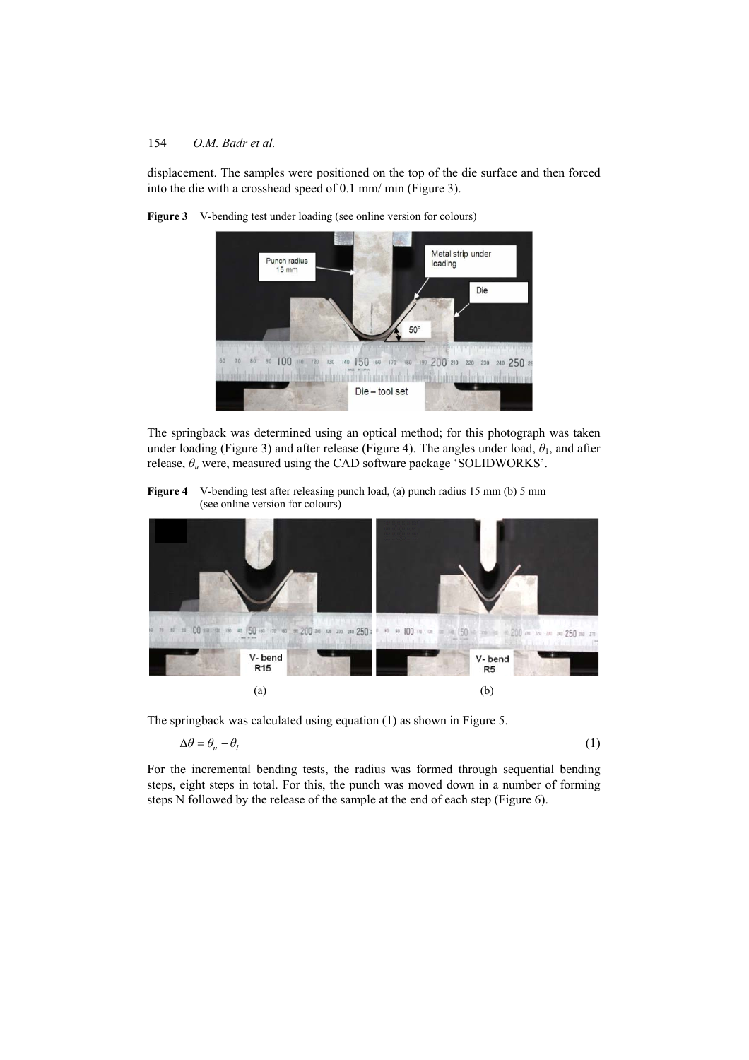displacement. The samples were positioned on the top of the die surface and then forced into the die with a crosshead speed of 0.1 mm/ min (Figure 3).

**Figure 3** V-bending test under loading (see online version for colours)

The springback was determined using an optical method; for this photograph was taken under loading (Figure 3) and after release (Figure 4). The angles under load, $\theta_1$, and after release, $\theta_u$ were, measured using the CAD software package 'SOLIDWORKS'.

**Figure 4** V-bending test after releasing punch load, (a) punch radius 15 mm (b) 5 mm (see online version for colours)

The springback was calculated using equation (1) as shown in Figure 5.

$$\Delta\theta = \theta_u - \theta_l \tag{1}$$

For the incremental bending tests, the radius was formed through sequential bending steps, eight steps in total. For this, the punch was moved down in a number of forming steps N followed by the release of the sample at the end of each step (Figure 6).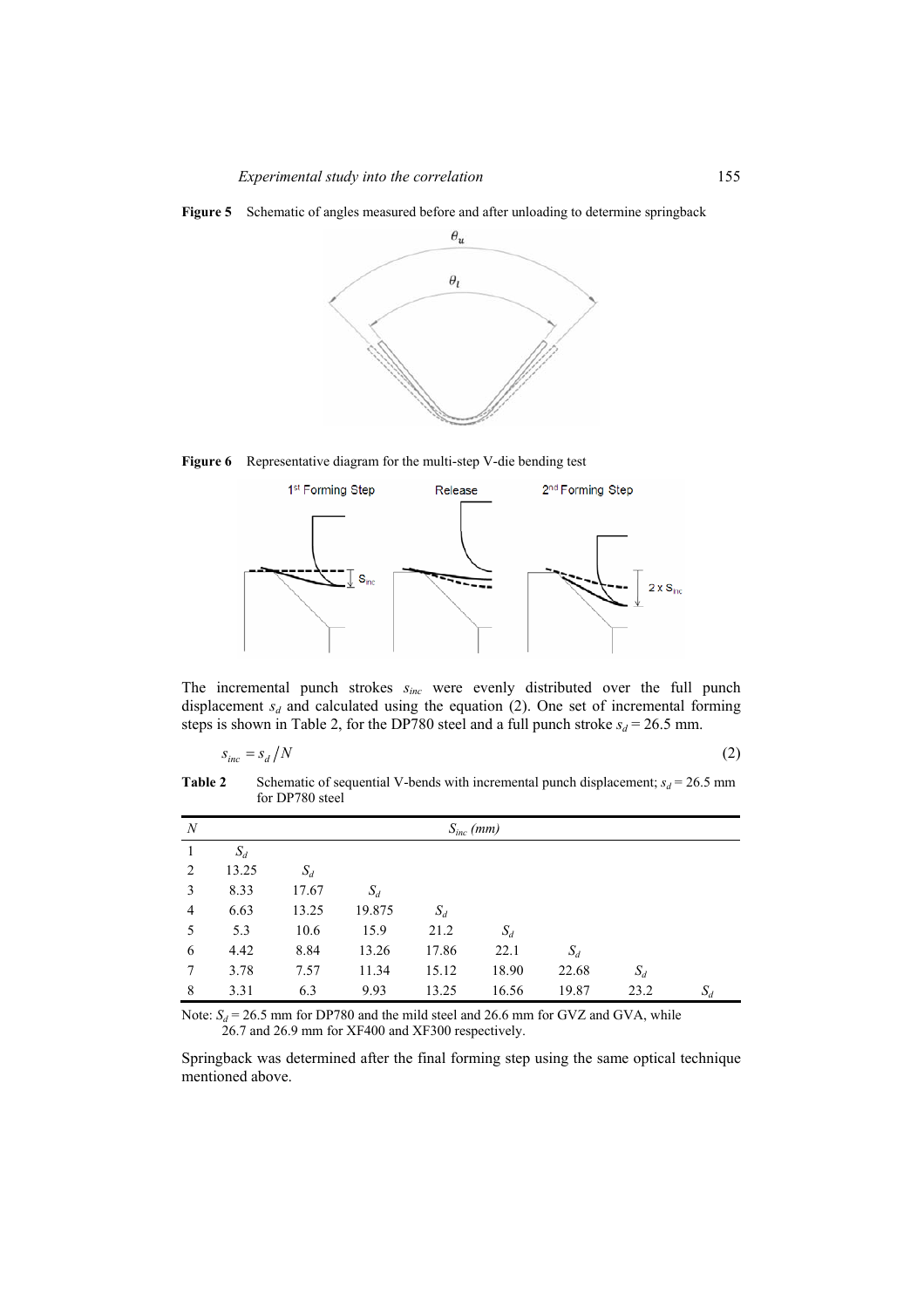**Figure 5** Schematic of angles measured before and after unloading to determine springback

**Figure 6** Representative diagram for the multi-step V-die bending test

The incremental punch strokes $s_{inc}$ were evenly distributed over the full punch displacement $s_d$ and calculated using the equation (2). One set of incremental forming steps is shown in Table 2, for the DP780 steel and a full punch stroke $s_d = 26.5$ mm.

$$s_{inc} = s_d / N \tag{2}$$

**Table 2** Schematic of sequential V-bends with incremental punch displacement; $s_d = 26.5$ mm for DP780 steel

| $N$ | $S_{inc}$ (mm) | | | | | | | |
|---|---|---|---|---|---|---|---|---|
| 1 | $S_d$ | | | | | | | |
| 2 | 13.25 | $S_d$ | | | | | | |
| 3 | 8.33 | 17.67 | $S_d$ | | | | | |
| 4 | 6.63 | 13.25 | 19.875 | $S_d$ | | | | |
| 5 | 5.3 | 10.6 | 15.9 | 21.2 | $S_d$ | | | |
| 6 | 4.42 | 8.84 | 13.26 | 17.86 | 22.1 | $S_d$ | | |
| 7 | 3.78 | 7.57 | 11.34 | 15.12 | 18.90 | 22.68 | $S_d$ | |
| 8 | 3.31 | 6.3 | 9.93 | 13.25 | 16.56 | 19.87 | 23.2 | $S_d$ |

Note: $S_d = 26.5$ mm for DP780 and the mild steel and 26.6 mm for GVZ and GVA, while 26.7 and 26.9 mm for XF400 and XF300 respectively.

Springback was determined after the final forming step using the same optical technique mentioned above.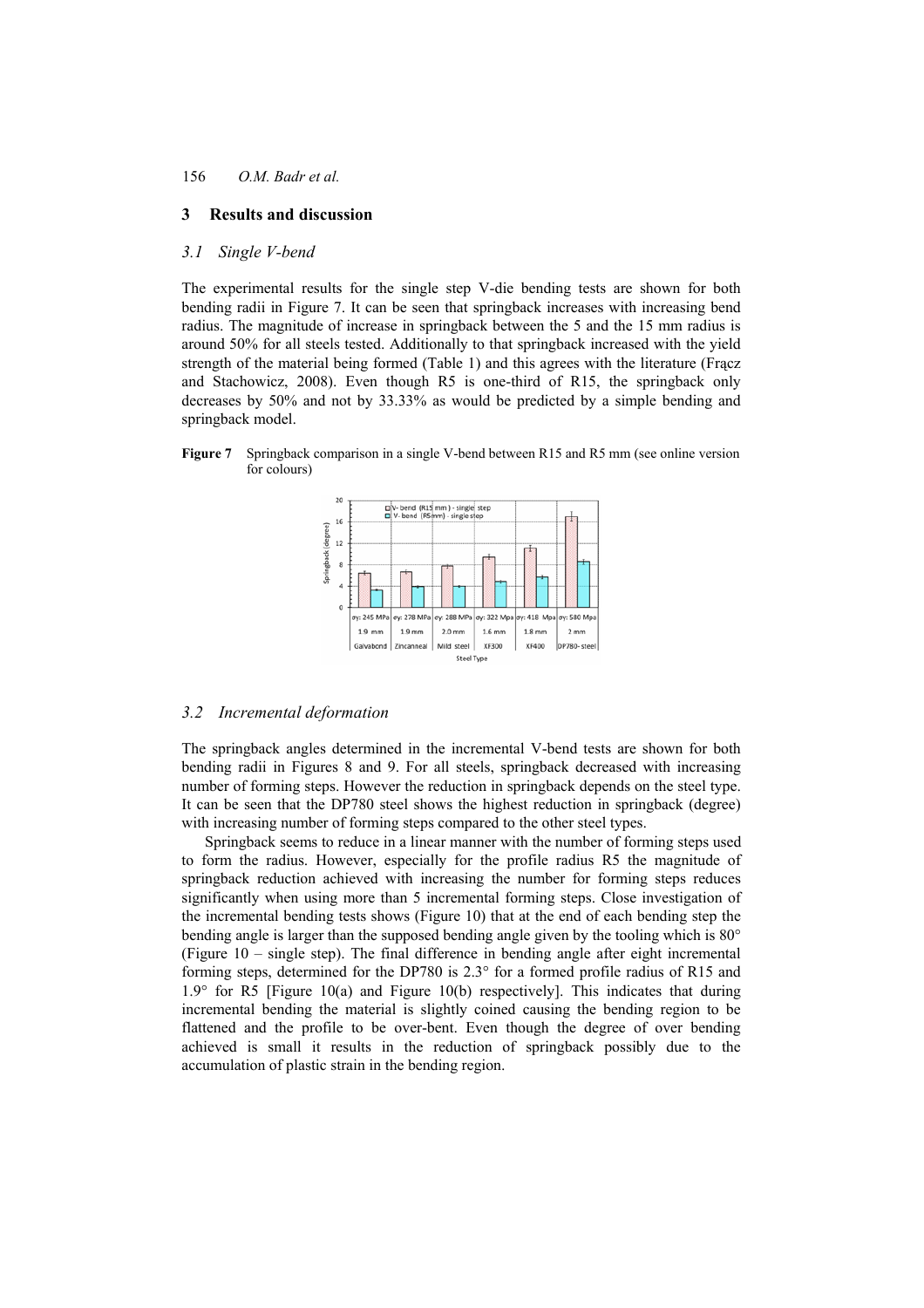## 3 Results and discussion

### 3.1 Single V-bend

The experimental results for the single step V-die bending tests are shown for both bending radii in Figure 7. It can be seen that springback increases with increasing bend radius. The magnitude of increase in springback between the 5 and the 15 mm radius is around 50% for all steels tested. Additionally to that springback increased with the yield strength of the material being formed (Table 1) and this agrees with the literature (Frącz and Stachowicz, 2008). Even though R5 is one-third of R15, the springback only decreases by 50% and not by 33.33% as would be predicted by a simple bending and springback model.

**Figure 7** Springback comparison in a single V-bend between R15 and R5 mm (see online version for colours)

### 3.2 Incremental deformation

The springback angles determined in the incremental V-bend tests are shown for both bending radii in Figures 8 and 9. For all steels, springback decreased with increasing number of forming steps. However the reduction in springback depends on the steel type. It can be seen that the DP780 steel shows the highest reduction in springback (degree) with increasing number of forming steps compared to the other steel types.

Springback seems to reduce in a linear manner with the number of forming steps used to form the radius. However, especially for the profile radius R5 the magnitude of springback reduction achieved with increasing the number for forming steps reduces significantly when using more than 5 incremental forming steps. Close investigation of the incremental bending tests shows (Figure 10) that at the end of each bending step the bending angle is larger than the supposed bending angle given by the tooling which is 80° (Figure 10 – single step). The final difference in bending angle after eight incremental forming steps, determined for the DP780 is 2.3° for a formed profile radius of R15 and 1.9° for R5 [Figure 10(a) and Figure 10(b) respectively]. This indicates that during incremental bending the material is slightly coined causing the bending region to be flattened and the profile to be over-bent. Even though the degree of over bending achieved is small it results in the reduction of springback possibly due to the accumulation of plastic strain in the bending region.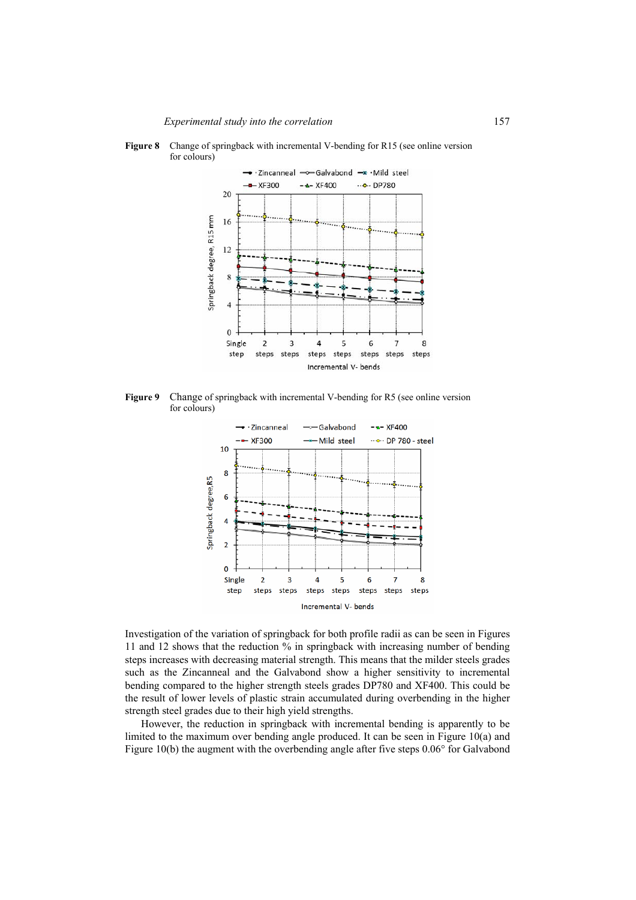**Figure 8** Change of springback with incremental V-bending for R15 (see online version for colours)

**Figure 9** Change of springback with incremental V-bending for R5 (see online version for colours)

Investigation of the variation of springback for both profile radii as can be seen in Figures 11 and 12 shows that the reduction % in springback with increasing number of bending steps increases with decreasing material strength. This means that the milder steels grades such as the Zincanneal and the Galvabond show a higher sensitivity to incremental bending compared to the higher strength steels grades DP780 and XF400. This could be the result of lower levels of plastic strain accumulated during overbending in the higher strength steel grades due to their high yield strengths.

However, the reduction in springback with incremental bending is apparently to be limited to the maximum over bending angle produced. It can be seen in Figure 10(a) and Figure 10(b) the augment with the overbending angle after five steps 0.06° for Galvabond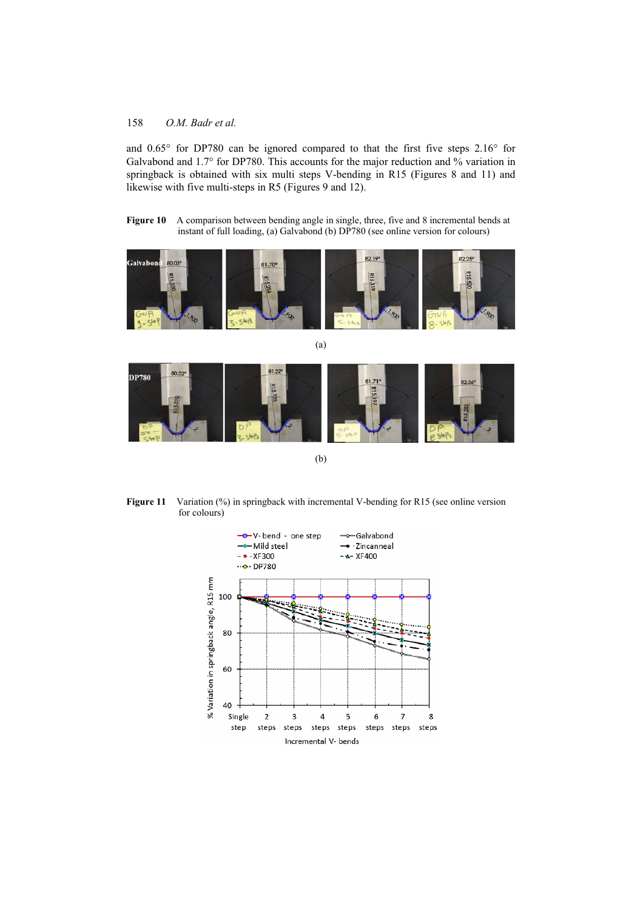and 0.65° for DP780 can be ignored compared to that the first five steps 2.16° for Galvabond and 1.7° for DP780. This accounts for the major reduction and % variation in springback is obtained with six multi steps V-bending in R15 (Figures 8 and 11) and likewise with five multi-steps in R5 (Figures 9 and 12).

**Figure 10** A comparison between bending angle in single, three, five and 8 incremental bends at instant of full loading, (a) Galvabond (b) DP780 (see online version for colours)

(a)

(b)

**Figure 11** Variation (%) in springback with incremental V-bending for R15 (see online version for colours)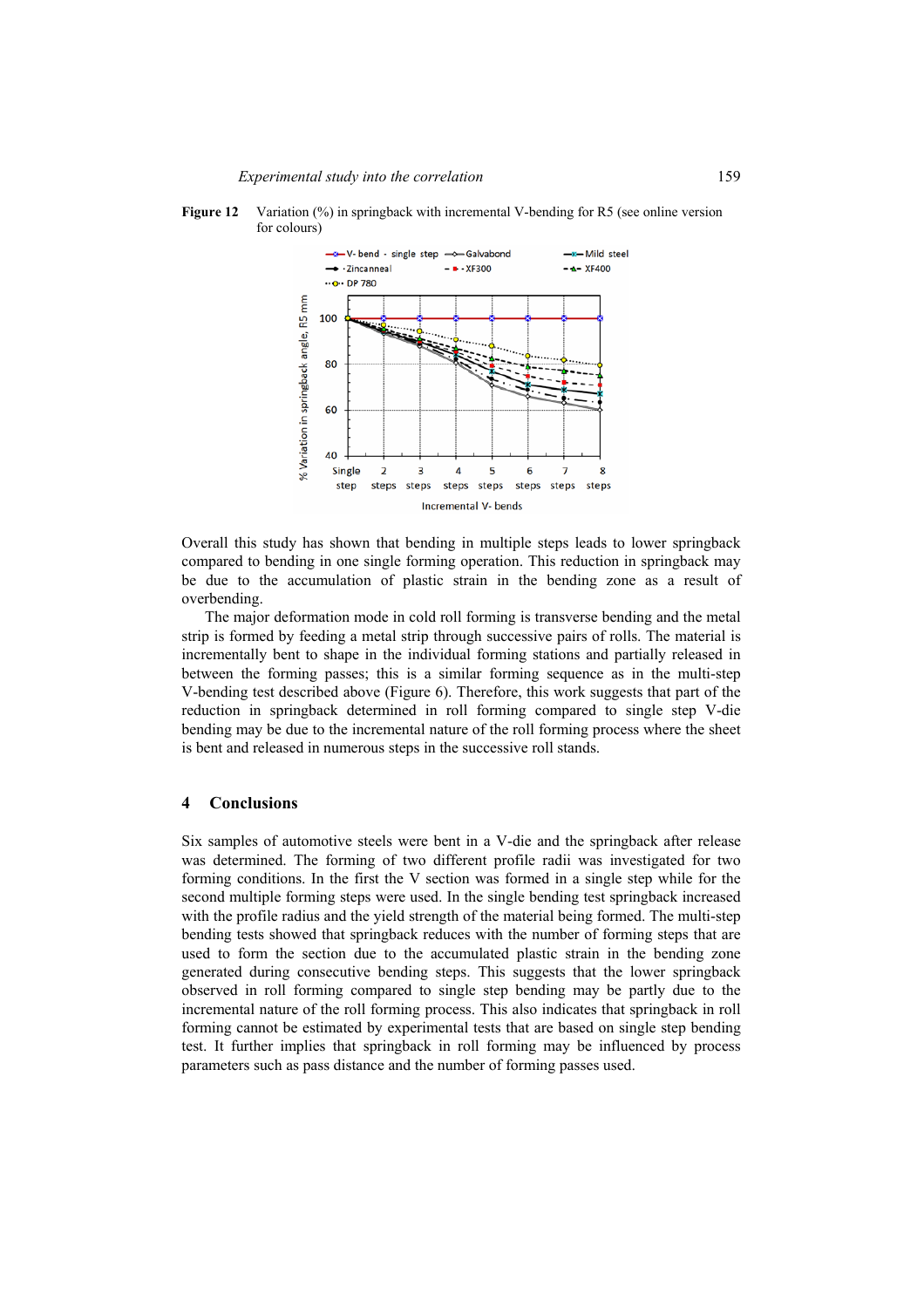**Figure 12** Variation (%) in springback with incremental V-bending for R5 (see online version for colours)

V- bend - single step
Galvabond
Mild steel
Zincanneal
XF300
XF400
DP 780

% Variation in springback angle, R5 mm

100
80
60
40

Single step
2 steps
3 steps
4 steps
5 steps
6 steps
7 steps
8 steps

Incremental V- bends

Overall this study has shown that bending in multiple steps leads to lower springback compared to bending in one single forming operation. This reduction in springback may be due to the accumulation of plastic strain in the bending zone as a result of overbending.

The major deformation mode in cold roll forming is transverse bending and the metal strip is formed by feeding a metal strip through successive pairs of rolls. The material is incrementally bent to shape in the individual forming stations and partially released in between the forming passes; this is a similar forming sequence as in the multi-step V-bending test described above (Figure 6). Therefore, this work suggests that part of the reduction in springback determined in roll forming compared to single step V-die bending may be due to the incremental nature of the roll forming process where the sheet is bent and released in numerous steps in the successive roll stands.

## 4 Conclusions

Six samples of automotive steels were bent in a V-die and the springback after release was determined. The forming of two different profile radii was investigated for two forming conditions. In the first the V section was formed in a single step while for the second multiple forming steps were used. In the single bending test springback increased with the profile radius and the yield strength of the material being formed. The multi-step bending tests showed that springback reduces with the number of forming steps that are used to form the section due to the accumulated plastic strain in the bending zone generated during consecutive bending steps. This suggests that the lower springback observed in roll forming compared to single step bending may be partly due to the incremental nature of the roll forming process. This also indicates that springback in roll forming cannot be estimated by experimental tests that are based on single step bending test. It further implies that springback in roll forming may be influenced by process parameters such as pass distance and the number of forming passes used.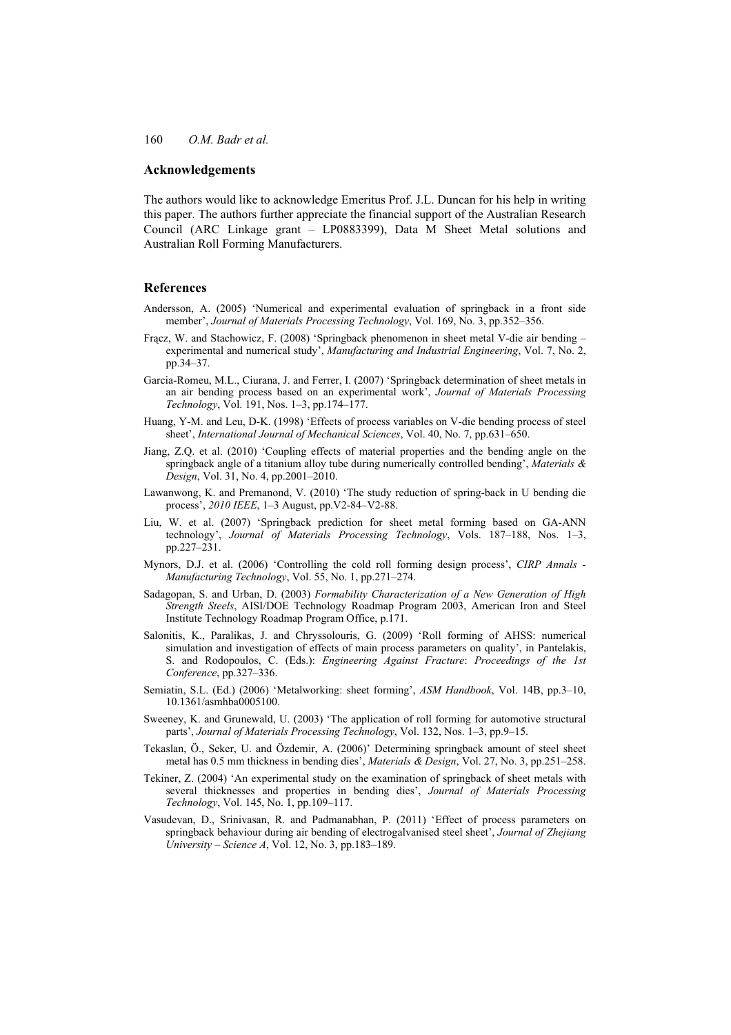## Acknowledgements

The authors would like to acknowledge Emeritus Prof. J.L. Duncan for his help in writing this paper. The authors further appreciate the financial support of the Australian Research Council (ARC Linkage grant – LP0883399), Data M Sheet Metal solutions and Australian Roll Forming Manufacturers.

## References

Andersson, A. (2005) 'Numerical and experimental evaluation of springback in a front side member', *Journal of Materials Processing Technology*, Vol. 169, No. 3, pp.352–356.

Frącz, W. and Stachowicz, F. (2008) 'Springback phenomenon in sheet metal V-die air bending – experimental and numerical study', *Manufacturing and Industrial Engineering*, Vol. 7, No. 2, pp.34–37.

Garcia-Romeu, M.L., Ciurana, J. and Ferrer, I. (2007) 'Springback determination of sheet metals in an air bending process based on an experimental work', *Journal of Materials Processing Technology*, Vol. 191, Nos. 1–3, pp.174–177.

Huang, Y-M. and Leu, D-K. (1998) 'Effects of process variables on V-die bending process of steel sheet', *International Journal of Mechanical Sciences*, Vol. 40, No. 7, pp.631–650.

Jiang, Z.Q. et al. (2010) 'Coupling effects of material properties and the bending angle on the springback angle of a titanium alloy tube during numerically controlled bending', *Materials & Design*, Vol. 31, No. 4, pp.2001–2010.

Lawanwong, K. and Premanond, V. (2010) 'The study reduction of spring-back in U bending die process', *2010 IEEE*, 1–3 August, pp.V2-84–V2-88.

Liu, W. et al. (2007) 'Springback prediction for sheet metal forming based on GA-ANN technology', *Journal of Materials Processing Technology*, Vols. 187–188, Nos. 1–3, pp.227–231.

Mynors, D.J. et al. (2006) 'Controlling the cold roll forming design process', *CIRP Annals - Manufacturing Technology*, Vol. 55, No. 1, pp.271–274.

Sadagopan, S. and Urban, D. (2003) *Formability Characterization of a New Generation of High Strength Steels*, AISI/DOE Technology Roadmap Program 2003, American Iron and Steel Institute Technology Roadmap Program Office, p.171.

Salonitis, K., Paralikas, J. and Chryssolouris, G. (2009) 'Roll forming of AHSS: numerical simulation and investigation of effects of main process parameters on quality', in Pantelakis, S. and Rodopoulos, C. (Eds.): *Engineering Against Fracture*: *Proceedings of the 1st Conference*, pp.327–336.

Semiatin, S.L. (Ed.) (2006) 'Metalworking: sheet forming', *ASM Handbook*, Vol. 14B, pp.3–10, 10.1361/asmhba0005100.

Sweeney, K. and Grunewald, U. (2003) 'The application of roll forming for automotive structural parts', *Journal of Materials Processing Technology*, Vol. 132, Nos. 1–3, pp.9–15.

Tekaslan, Ö., Seker, U. and Özdemir, A. (2006)' Determining springback amount of steel sheet metal has 0.5 mm thickness in bending dies', *Materials & Design*, Vol. 27, No. 3, pp.251–258.

Tekiner, Z. (2004) 'An experimental study on the examination of springback of sheet metals with several thicknesses and properties in bending dies', *Journal of Materials Processing Technology*, Vol. 145, No. 1, pp.109–117.

Vasudevan, D., Srinivasan, R. and Padmanabhan, P. (2011) 'Effect of process parameters on springback behaviour during air bending of electrogalvanised steel sheet', *Journal of Zhejiang University – Science A*, Vol. 12, No. 3, pp.183–189.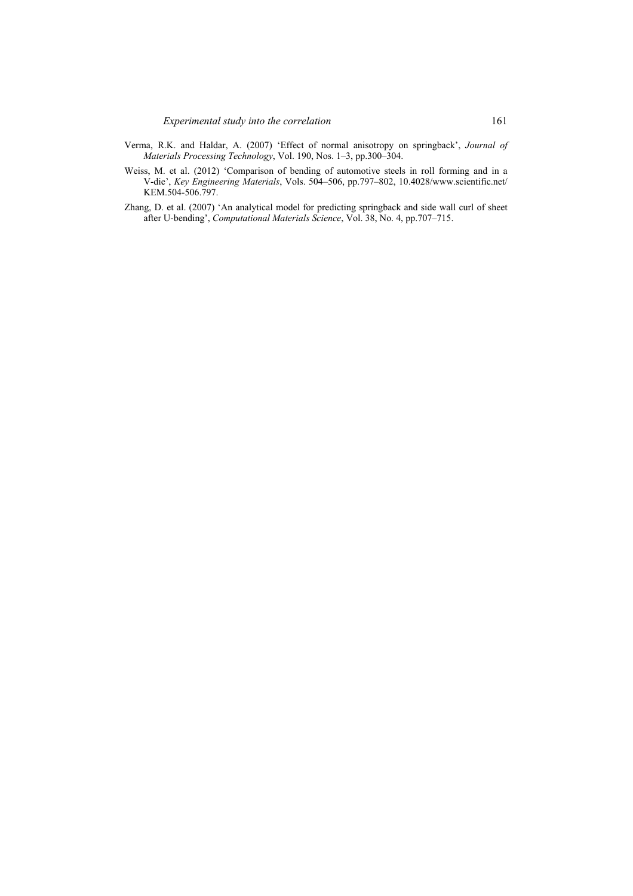Verma, R.K. and Haldar, A. (2007) 'Effect of normal anisotropy on springback', *Journal of Materials Processing Technology*, Vol. 190, Nos. 1–3, pp.300–304.

Weiss, M. et al. (2012) 'Comparison of bending of automotive steels in roll forming and in a V-die', *Key Engineering Materials*, Vols. 504–506, pp.797–802, 10.4028/www.scientific.net/KEM.504-506.797.

Zhang, D. et al. (2007) 'An analytical model for predicting springback and side wall curl of sheet after U-bending', *Computational Materials Science*, Vol. 38, No. 4, pp.707–715.